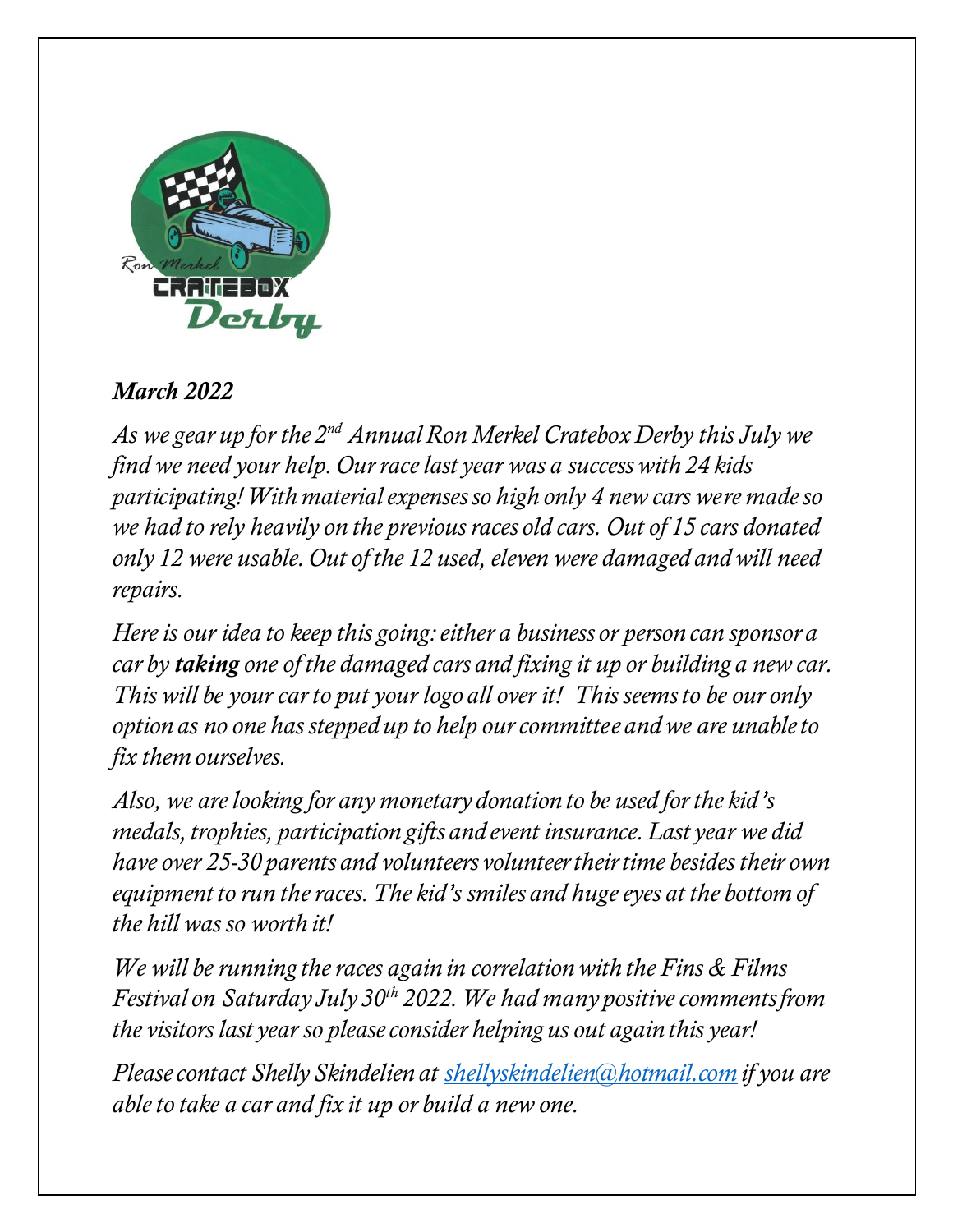Ron Merkel CRATEBOX Derby

*March 2022*

*As we gear up for the 2nd Annual Ron Merkel Cratebox Derby this July we find we need your help. Our race last year was a success with 24 kids participating! With material expenses so high only 4 new cars were made so we had to rely heavily on the previous races old cars. Out of 15 cars donated only 12 were usable. Out of the 12 used, eleven were damaged and will need repairs.*

*Here is our idea to keep this going: either a business or person can sponsor a car by **taking** one of the damaged cars and fixing it up or building a new car. This will be your car to put your logo all over it! This seems to be our only option as no one has stepped up to help our committee and we are unable to fix them ourselves.*

*Also, we are looking for any monetary donation to be used for the kid's medals, trophies, participation gifts and event insurance. Last year we did have over 25-30 parents and volunteers volunteer their time besides their own equipment to run the races. The kid's smiles and huge eyes at the bottom of the hill was so worth it!*

*We will be running the races again in correlation with the Fins & Films Festival on Saturday July 30th 2022. We had many positive comments from the visitors last year so please consider helping us out again this year!*

*Please contact Shelly Skindelien at shellyskindelien@hotmail.com if you are able to take a car and fix it up or build a new one.*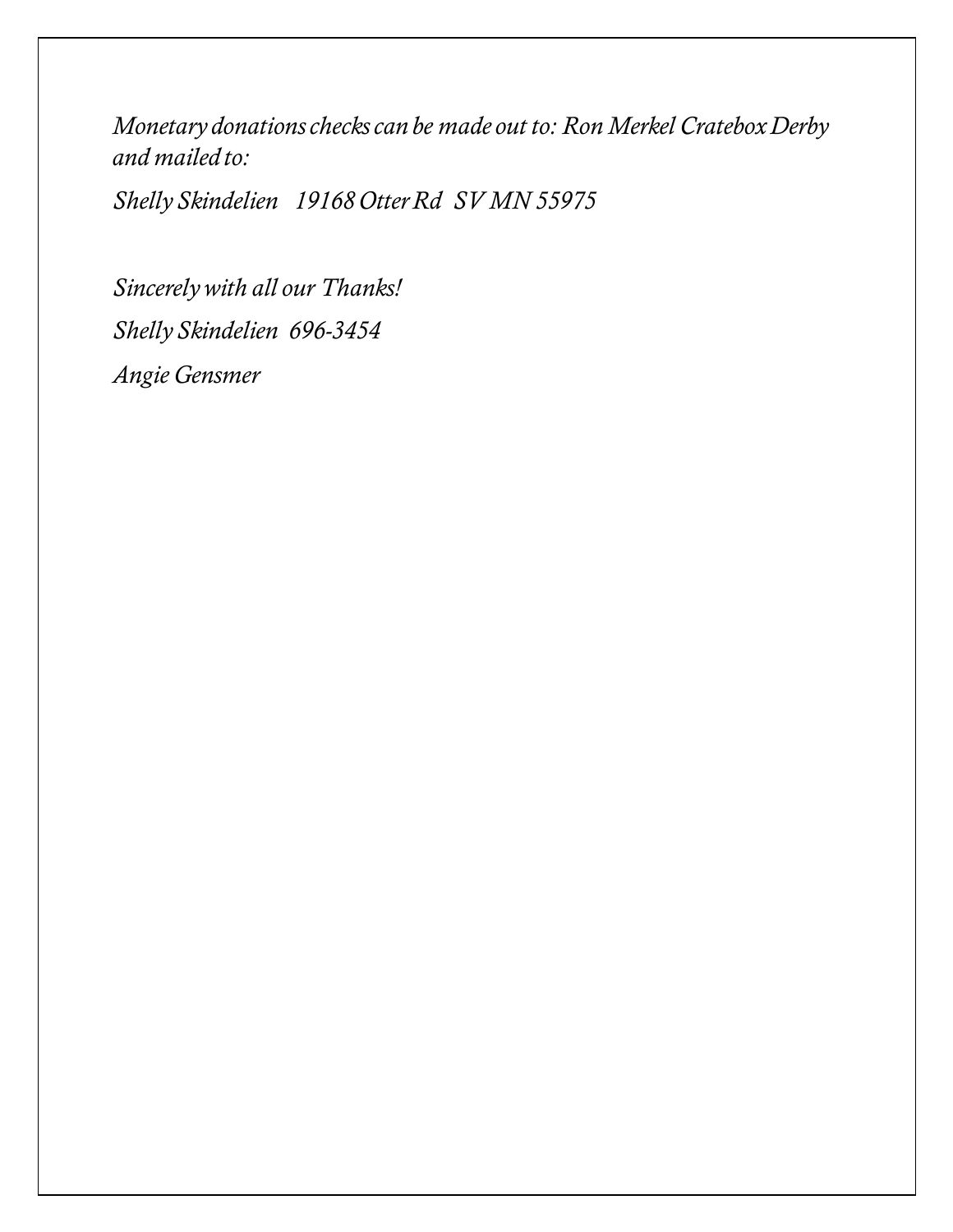*Monetary donations checks can be made out to: Ron Merkel Cratebox Derby and mailed to:*

*Shelly Skindelien   19168 Otter Rd  SV MN 55975*

*Sincerely with all our Thanks!*

*Shelly Skindelien  696-3454*

*Angie Gensmer*